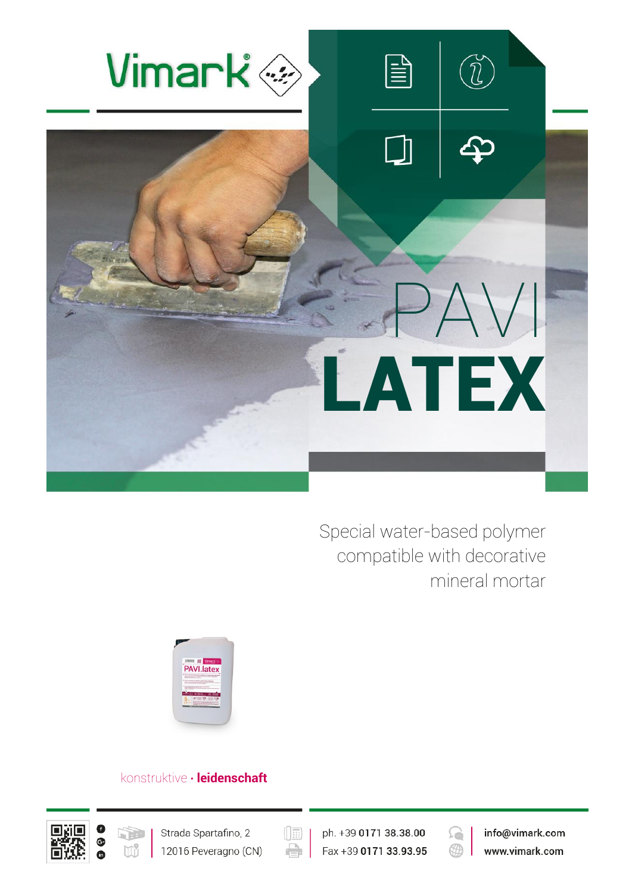Vimark®

# PAVI LATEX

Special water-based polymer compatible with decorative mineral mortar

konstruktive · **leidenschaft**

Strada Spartafino, 2
12016 Peveragno (CN)

ph. +39 **0171 38.38.00**
Fax +39 **0171 33.93.95**

**info@vimark.com**
**www.vimark.com**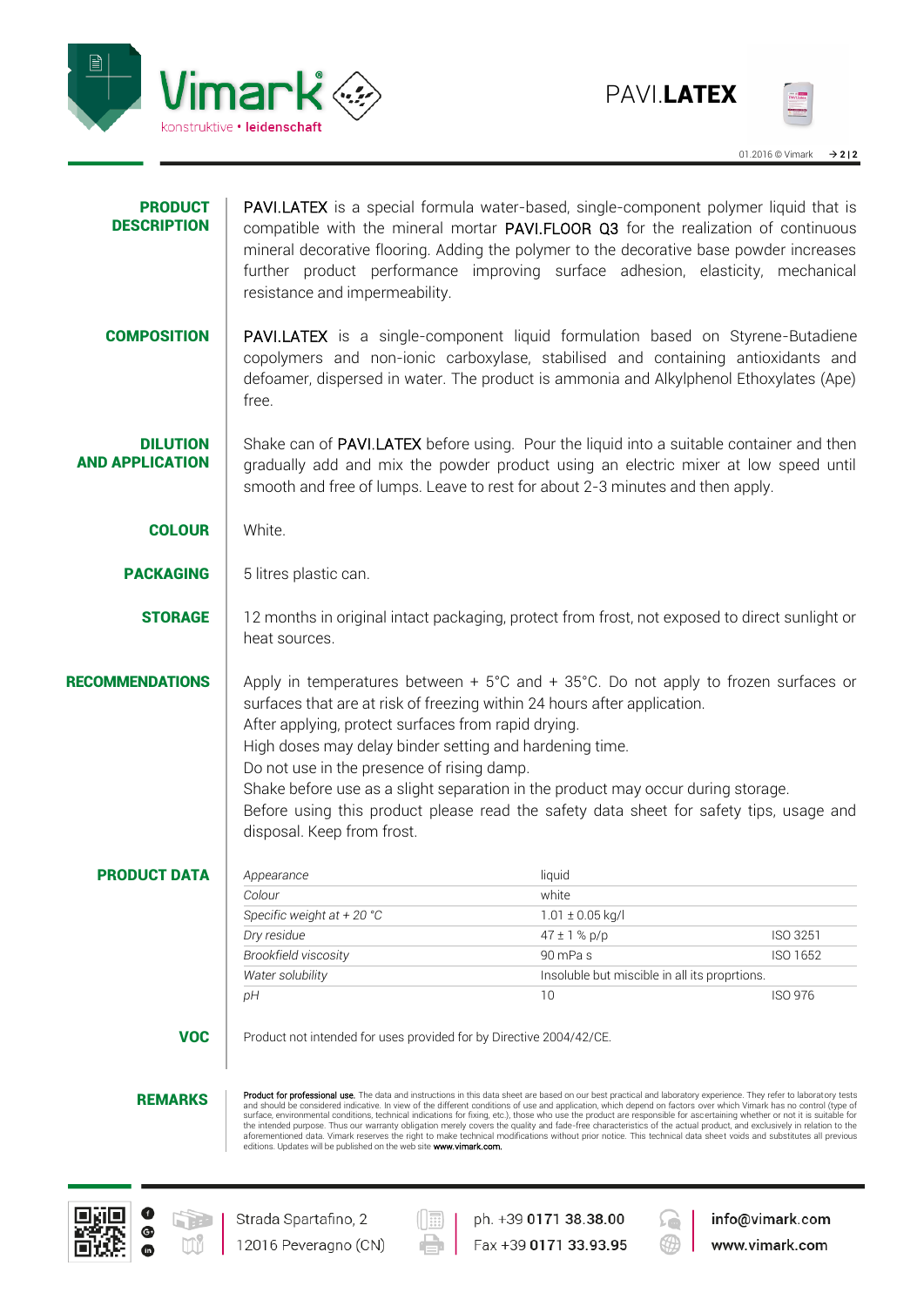## PRODUCT DESCRIPTION

PAVI.LATEX is a special formula water-based, single-component polymer liquid that is compatible with the mineral mortar PAVI.FLOOR Q3 for the realization of continuous mineral decorative flooring. Adding the polymer to the decorative base powder increases further product performance improving surface adhesion, elasticity, mechanical resistance and impermeability.

## COMPOSITION

PAVI.LATEX is a single-component liquid formulation based on Styrene-Butadiene copolymers and non-ionic carboxylase, stabilised and containing antioxidants and defoamer, dispersed in water. The product is ammonia and Alkylphenol Ethoxylates (Ape) free.

## DILUTION AND APPLICATION

Shake can of PAVI.LATEX before using. Pour the liquid into a suitable container and then gradually add and mix the powder product using an electric mixer at low speed until smooth and free of lumps. Leave to rest for about 2-3 minutes and then apply.

## COLOUR

White.

## PACKAGING

5 litres plastic can.

## STORAGE

12 months in original intact packaging, protect from frost, not exposed to direct sunlight or heat sources.

## RECOMMENDATIONS

Apply in temperatures between + 5°C and + 35°C. Do not apply to frozen surfaces or surfaces that are at risk of freezing within 24 hours after application.
After applying, protect surfaces from rapid drying.
High doses may delay binder setting and hardening time.
Do not use in the presence of rising damp.
Shake before use as a slight separation in the product may occur during storage.
Before using this product please read the safety data sheet for safety tips, usage and disposal. Keep from frost.

## PRODUCT DATA

| | | |
|---|---|---|
| *Appearance* | liquid | |
| *Colour* | white | |
| *Specific weight at + 20 °C* | 1.01 ± 0.05 kg/l | |
| *Dry residue* | 47 ± 1 % p/p | ISO 3251 |
| *Brookfield viscosity* | 90 mPa s | ISO 1652 |
| *Water solubility* | Insoluble but miscible in all its proprtions. | |
| *pH* | 10 | ISO 976 |

## VOC

Product not intended for uses provided for by Directive 2004/42/CE.

## REMARKS

**Product for professional use.** The data and instructions in this data sheet are based on our best practical and laboratory experience. They refer to laboratory tests and should be considered indicative. In view of the different conditions of use and application, which depend on factors over which Vimark has no control (type of surface, environmental conditions, technical indications for fixing, etc.), those who use the product are responsible for ascertaining whether or not it is suitable for the intended purpose. Thus our warranty obligation merely covers the quality and fade-free characteristics of the actual product, and exclusively in relation to the aforementioned data. Vimark reserves the right to make technical modifications without prior notice. This technical data sheet voids and substitutes all previous editions. Updates will be published on the web site **www.vimark.com.**

Strada Spartafino, 2
12016 Peveragno (CN)

ph. +39 0171 38.38.00
Fax +39 0171 33.93.95

info@vimark.com
www.vimark.com